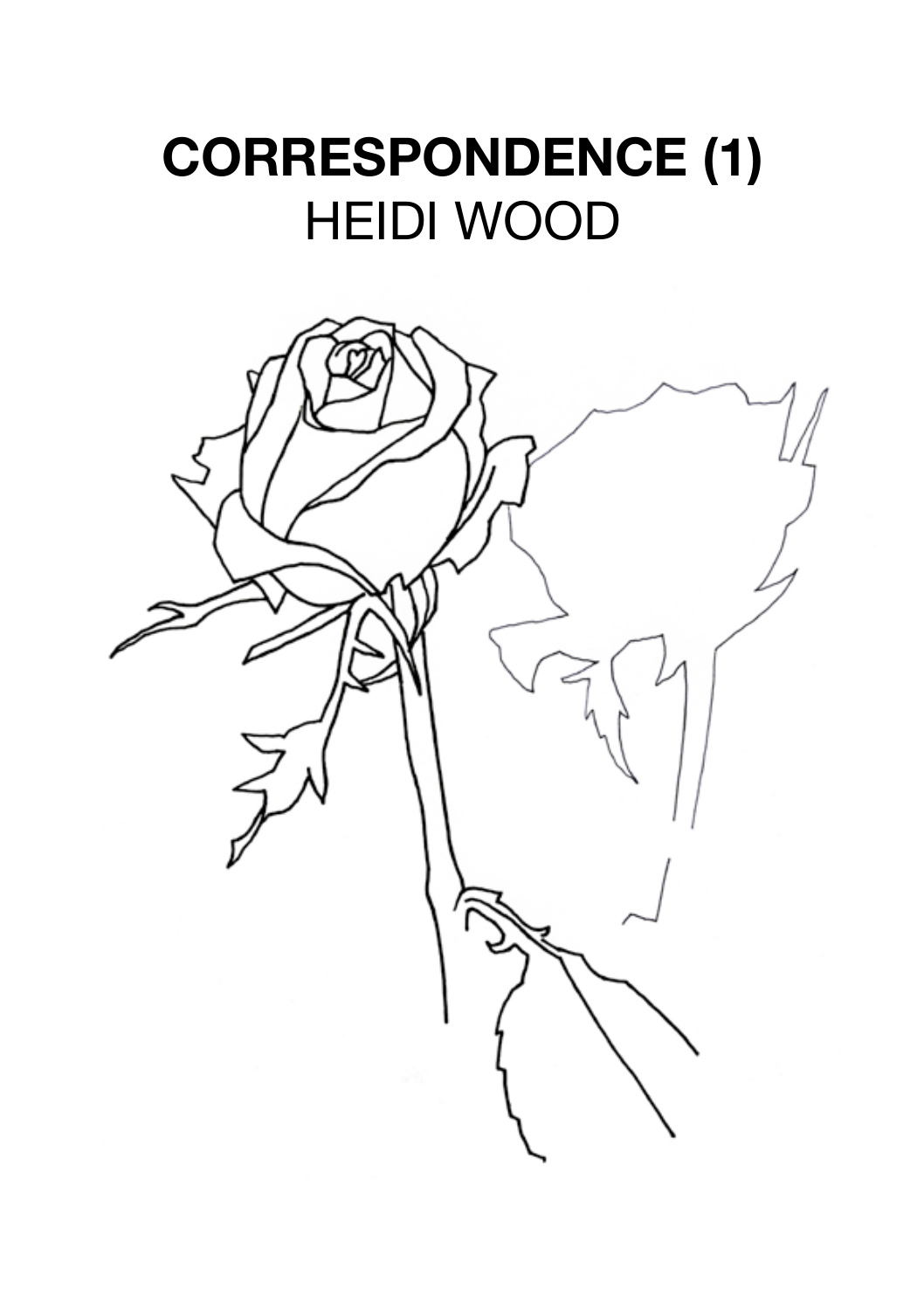# **CORRESPONDENCE (1)**
HEIDI WOOD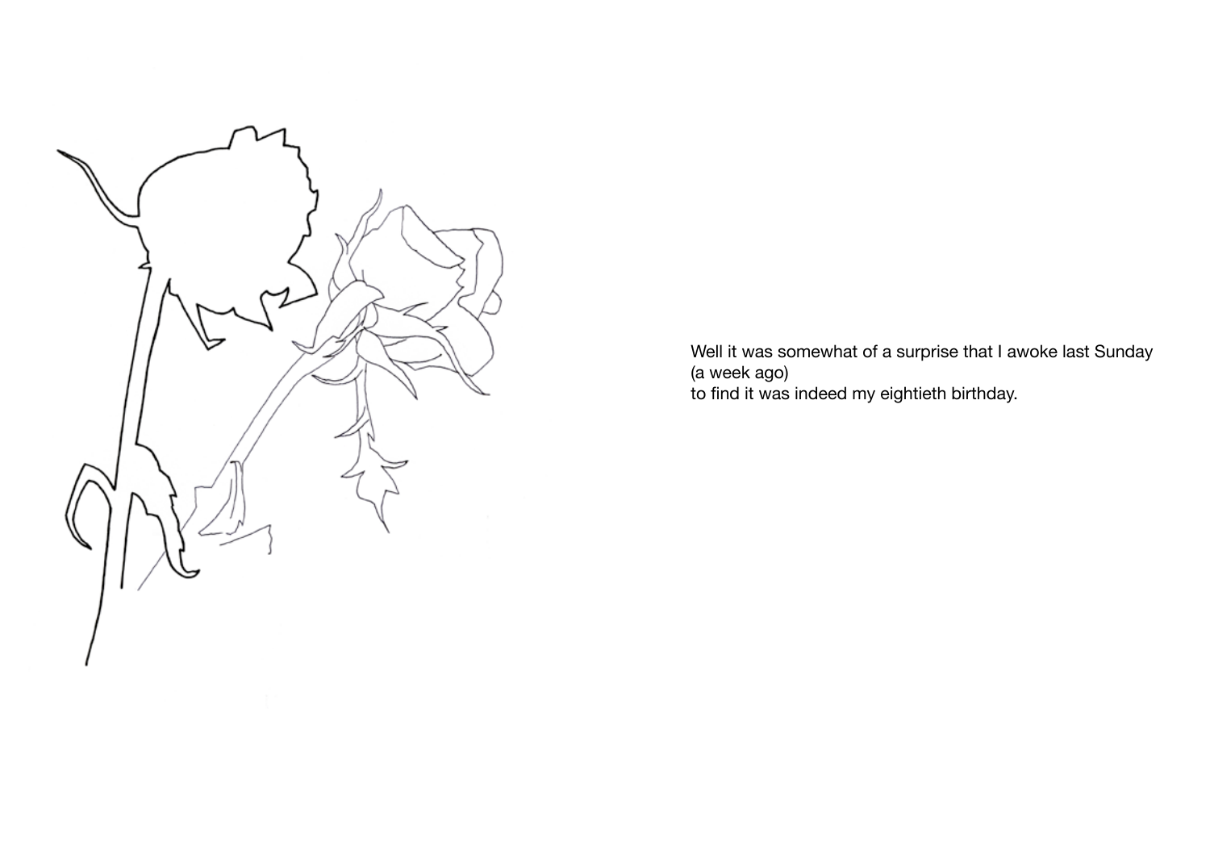Well it was somewhat of a surprise that I awoke last Sunday
(a week ago)
to find it was indeed my eightieth birthday.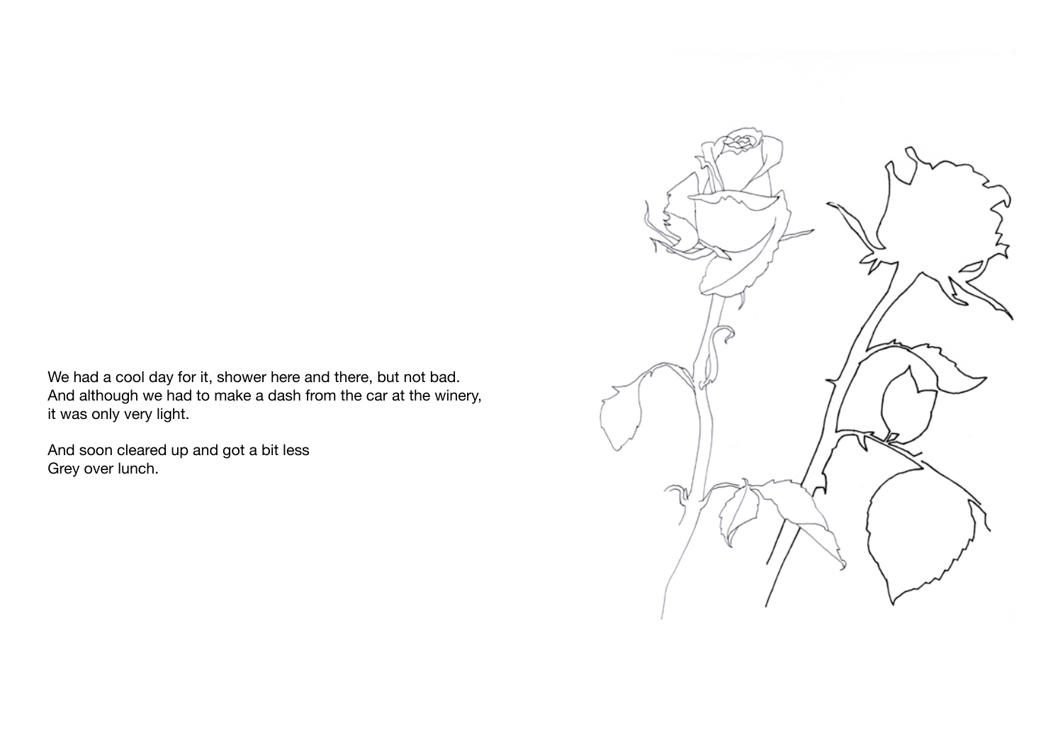We had a cool day for it, shower here and there, but not bad.
And although we had to make a dash from the car at the winery,
it was only very light.

And soon cleared up and got a bit less
Grey over lunch.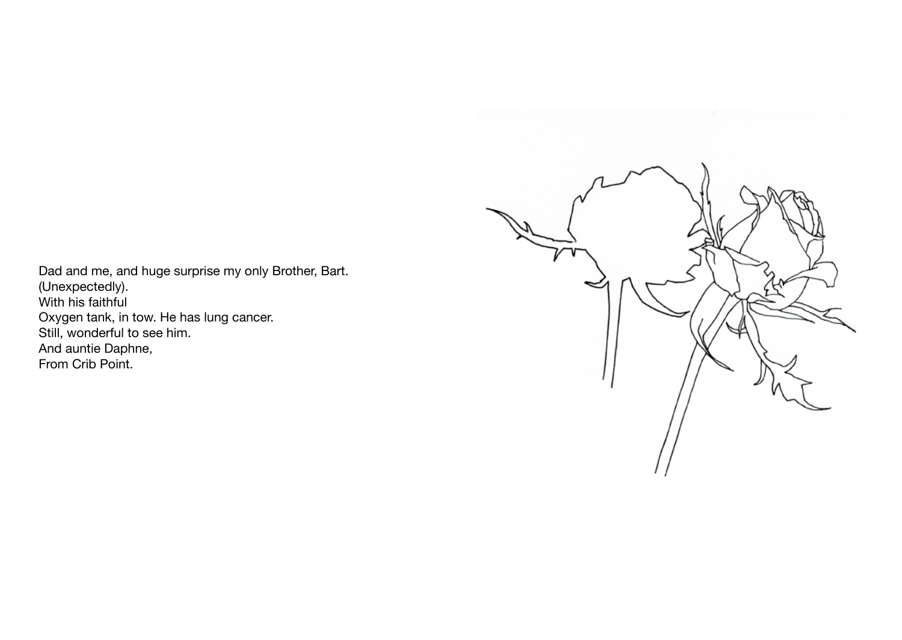Dad and me, and huge surprise my only Brother, Bart.
(Unexpectedly).
With his faithful
Oxygen tank, in tow. He has lung cancer.
Still, wonderful to see him.
And auntie Daphne,
From Crib Point.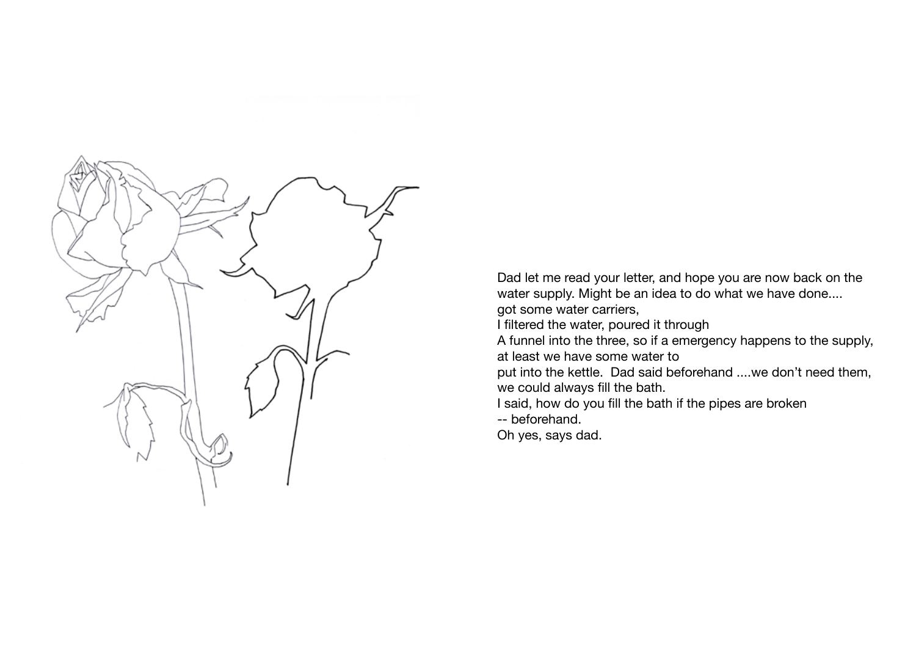Dad let me read your letter, and hope you are now back on the water supply. Might be an idea to do what we have done....
got some water carriers,
I filtered the water, poured it through
A funnel into the three, so if a emergency happens to the supply, at least we have some water to
put into the kettle. Dad said beforehand ....we don't need them, we could always fill the bath.
I said, how do you fill the bath if the pipes are broken
-- beforehand.
Oh yes, says dad.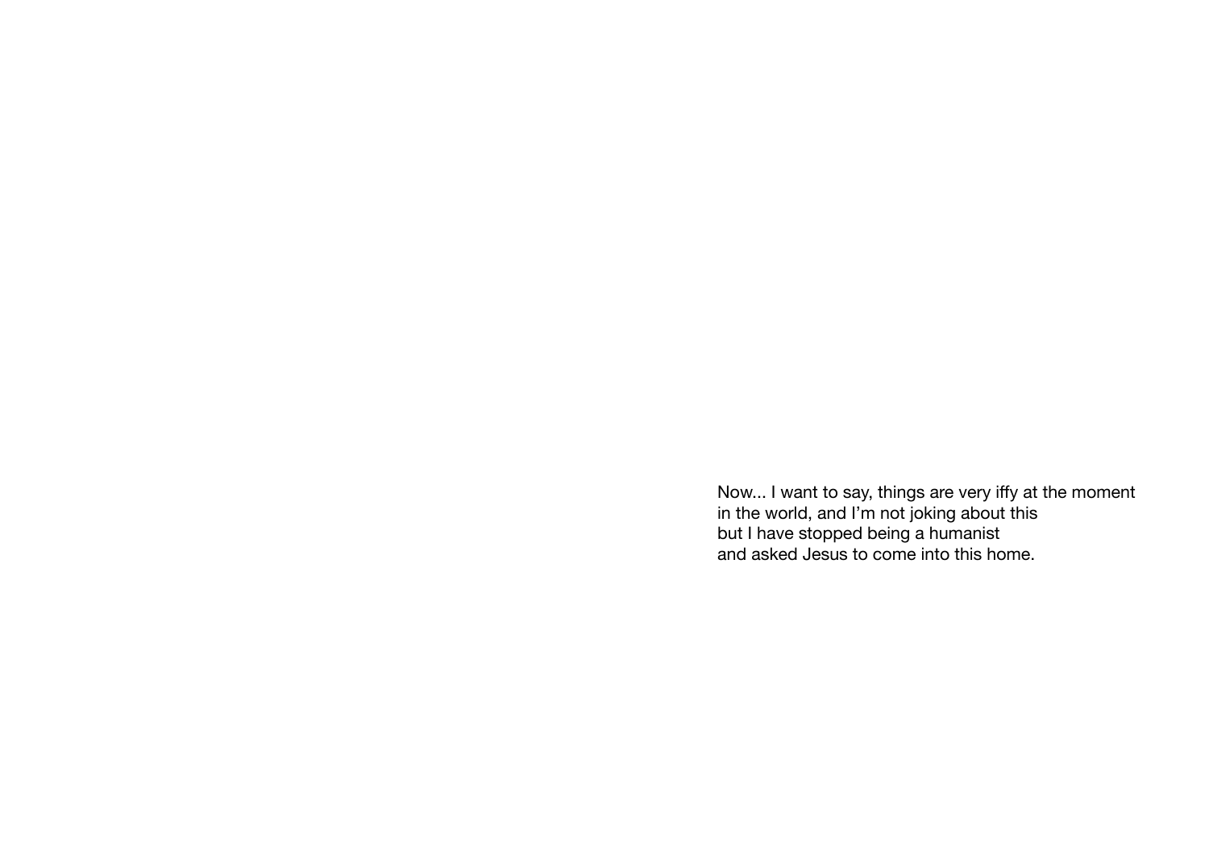Now... I want to say, things are very iffy at the moment
in the world, and I’m not joking about this
but I have stopped being a humanist
and asked Jesus to come into this home.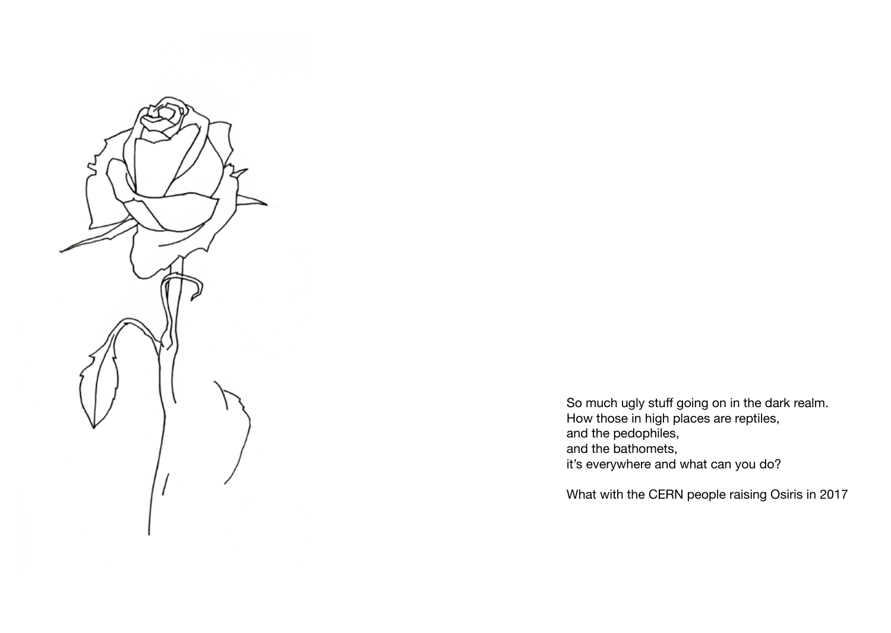So much ugly stuff going on in the dark realm.
How those in high places are reptiles,
and the pedophiles,
and the bathomets,
it's everywhere and what can you do?

What with the CERN people raising Osiris in 2017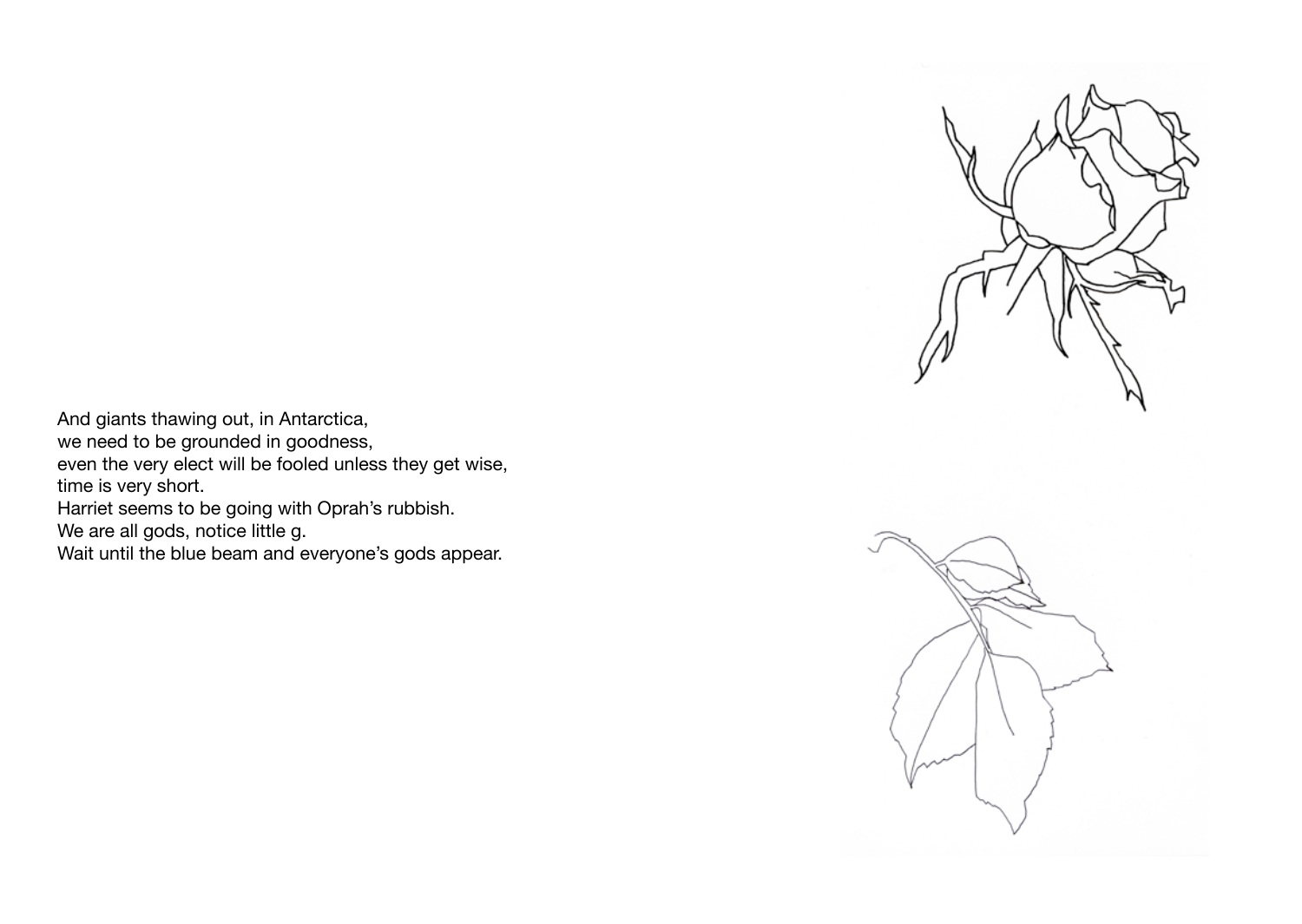And giants thawing out, in Antarctica,
we need to be grounded in goodness,
even the very elect will be fooled unless they get wise,
time is very short.
Harriet seems to be going with Oprah's rubbish.
We are all gods, notice little g.
Wait until the blue beam and everyone's gods appear.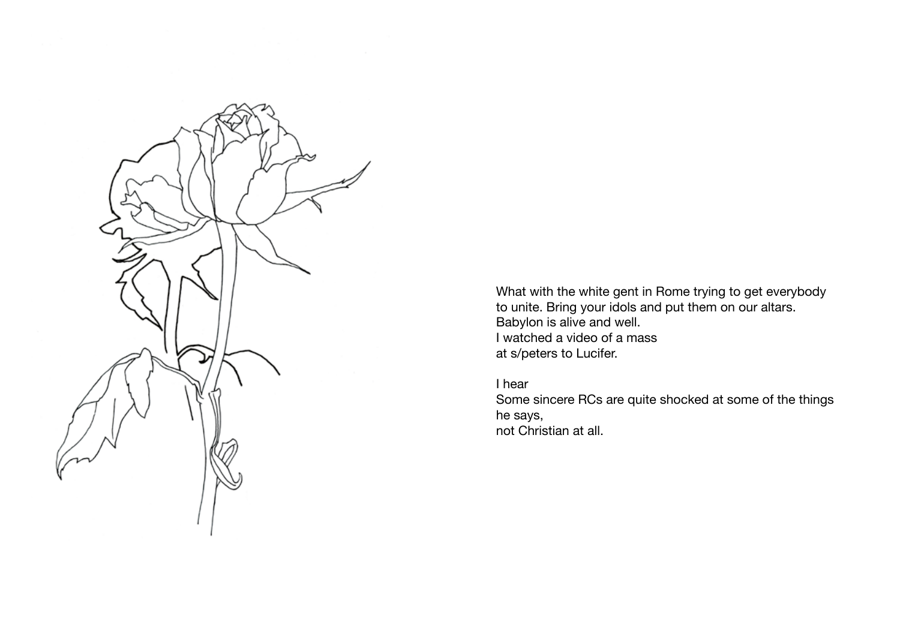What with the white gent in Rome trying to get everybody to unite. Bring your idols and put them on our altars.
Babylon is alive and well.
I watched a video of a mass
at s/peters to Lucifer.

I hear
Some sincere RCs are quite shocked at some of the things he says,
not Christian at all.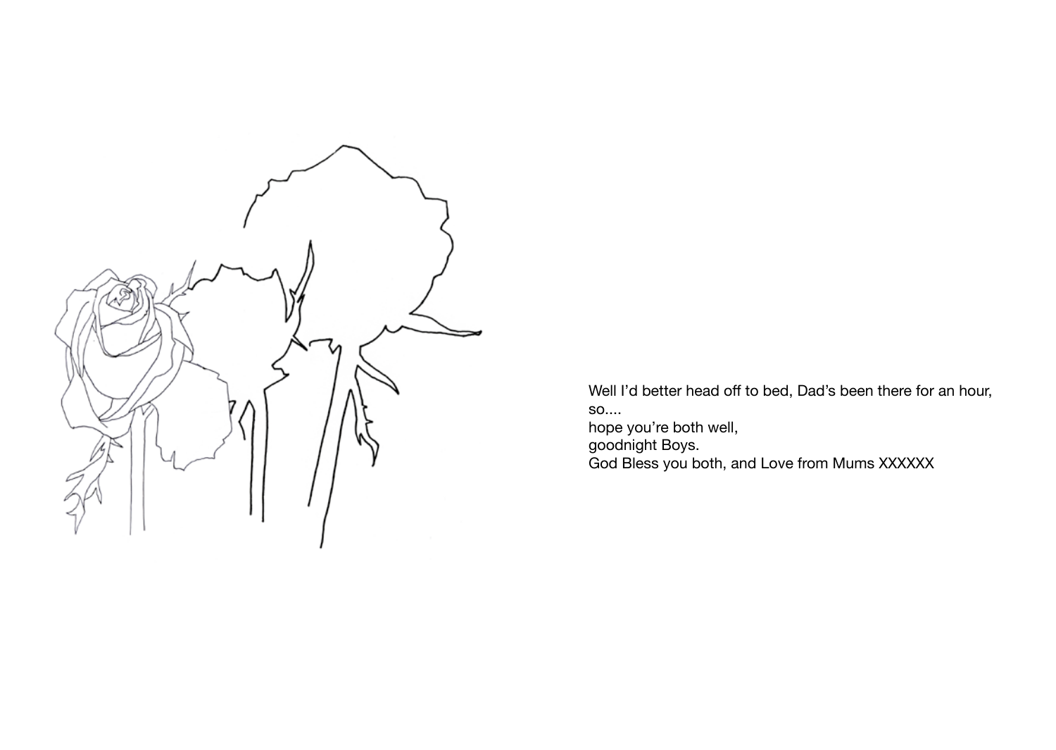Well I'd better head off to bed, Dad's been there for an hour,
so....
hope you're both well,
goodnight Boys.
God Bless you both, and Love from Mums XXXXXX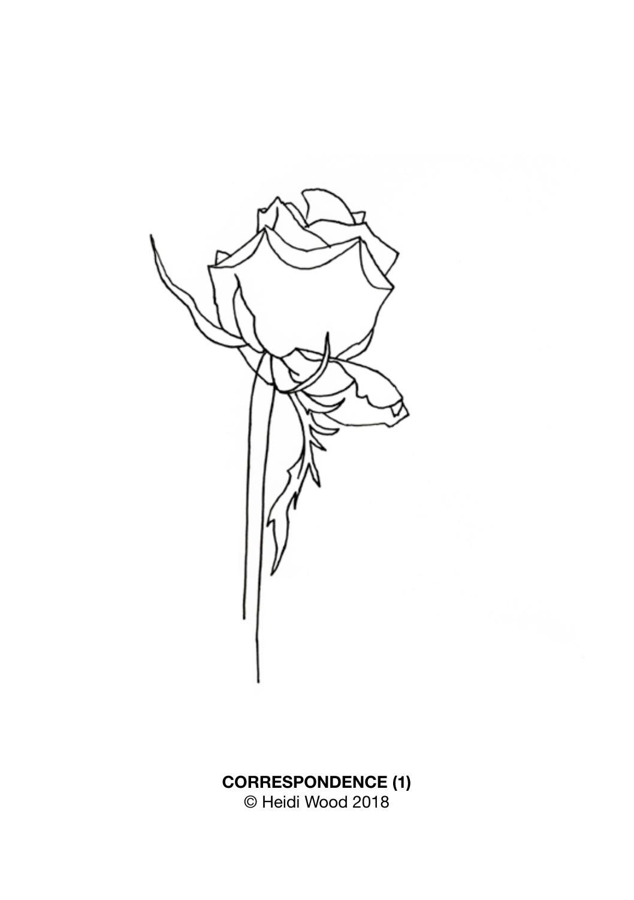**CORRESPONDENCE (1)**
© Heidi Wood 2018